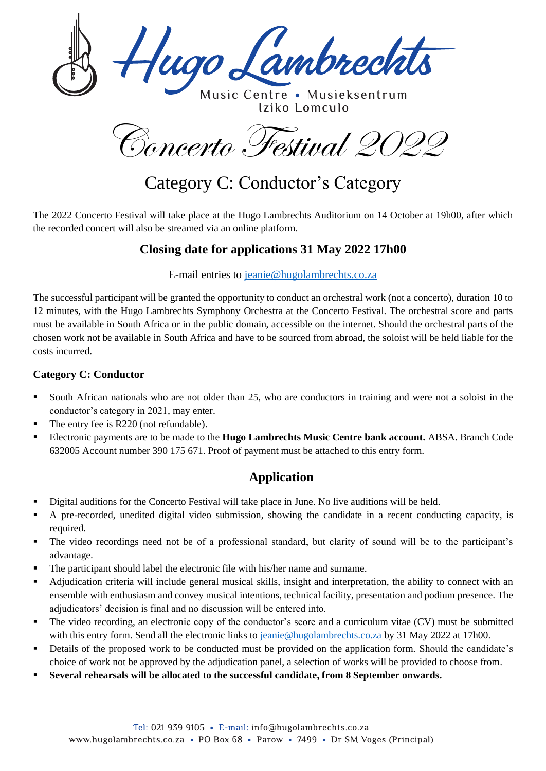# Hugo Lambrechts

Music Centre • Musieksentrum
Iziko Lomculo

# Concerto Festival 2022

## Category C: Conductor's Category

The 2022 Concerto Festival will take place at the Hugo Lambrechts Auditorium on 14 October at 19h00, after which the recorded concert will also be streamed via an online platform.

### Closing date for applications 31 May 2022 17h00

E-mail entries to jeanie@hugolambrechts.co.za

The successful participant will be granted the opportunity to conduct an orchestral work (not a concerto), duration 10 to 12 minutes, with the Hugo Lambrechts Symphony Orchestra at the Concerto Festival. The orchestral score and parts must be available in South Africa or in the public domain, accessible on the internet. Should the orchestral parts of the chosen work not be available in South Africa and have to be sourced from abroad, the soloist will be held liable for the costs incurred.

**Category C: Conductor**

- South African nationals who are not older than 25, who are conductors in training and were not a soloist in the conductor's category in 2021, may enter.
- The entry fee is R220 (not refundable).
- Electronic payments are to be made to the **Hugo Lambrechts Music Centre bank account.** ABSA. Branch Code 632005 Account number 390 175 671. Proof of payment must be attached to this entry form.

### Application

- Digital auditions for the Concerto Festival will take place in June. No live auditions will be held.
- A pre-recorded, unedited digital video submission, showing the candidate in a recent conducting capacity, is required.
- The video recordings need not be of a professional standard, but clarity of sound will be to the participant's advantage.
- The participant should label the electronic file with his/her name and surname.
- Adjudication criteria will include general musical skills, insight and interpretation, the ability to connect with an ensemble with enthusiasm and convey musical intentions, technical facility, presentation and podium presence. The adjudicators' decision is final and no discussion will be entered into.
- The video recording, an electronic copy of the conductor's score and a curriculum vitae (CV) must be submitted with this entry form. Send all the electronic links to jeanie@hugolambrechts.co.za by 31 May 2022 at 17h00.
- Details of the proposed work to be conducted must be provided on the application form. Should the candidate's choice of work not be approved by the adjudication panel, a selection of works will be provided to choose from.
- **Several rehearsals will be allocated to the successful candidate, from 8 September onwards.**

Tel: 021 939 9105 • E-mail: info@hugolambrechts.co.za
www.hugolambrechts.co.za • PO Box 68 • Parow • 7499 • Dr SM Voges (Principal)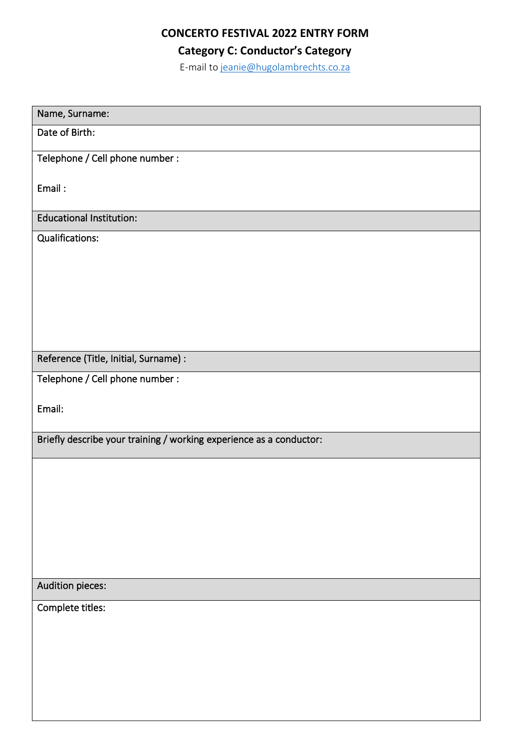# CONCERTO FESTIVAL 2022 ENTRY FORM

## Category C: Conductor's Category

E-mail to jeanie@hugolambrechts.co.za

| Name, Surname: |
|---|
| Date of Birth: |
| Telephone / Cell phone number :<br><br>Email : |
| Educational Institution: |
| Qualifications: |
| Reference (Title, Initial, Surname) : |
| Telephone / Cell phone number :<br><br>Email: |
| Briefly describe your training / working experience as a conductor: |
| |
| Audition pieces: |
| Complete titles: |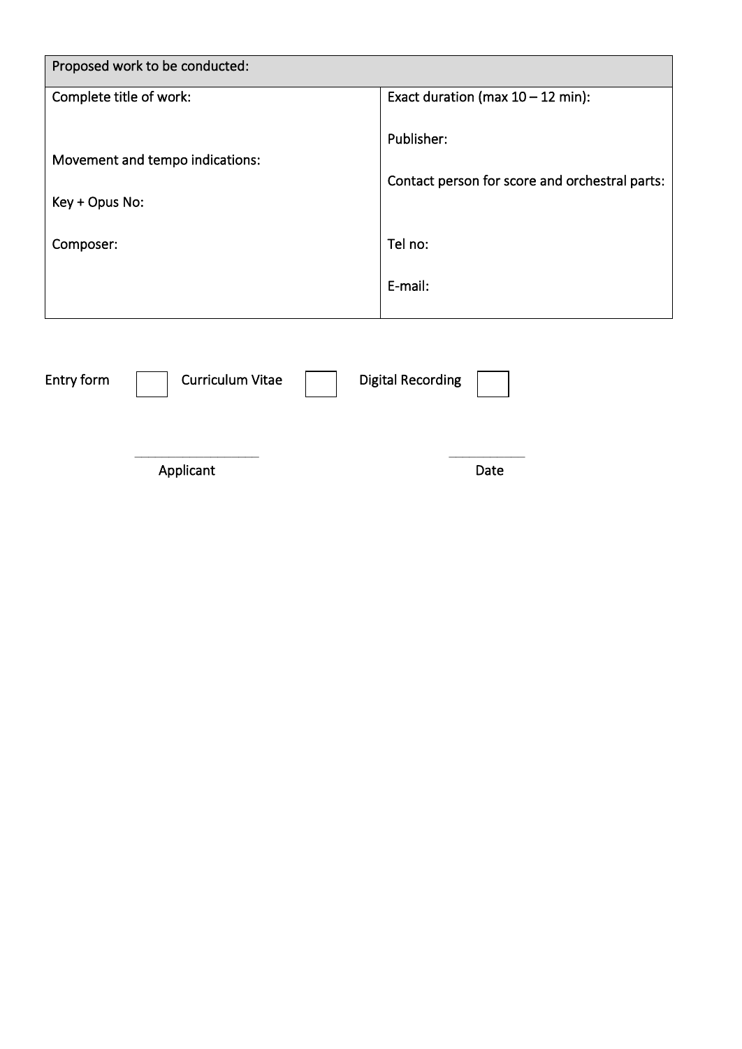| Proposed work to be conducted: | |
|---|---|
| Complete title of work:<br><br>Movement and tempo indications:<br><br>Key + Opus No:<br><br>Composer: | Exact duration (max 10 – 12 min):<br><br>Publisher:<br><br>Contact person for score and orchestral parts:<br><br>Tel no:<br><br>E-mail: |

Entry form ☐ Curriculum Vitae ☐ Digital Recording ☐

\_\_\_\_\_\_\_\_\_\_\_\_\_\_\_\_\_\_\_\_
Applicant

\_\_\_\_\_\_\_\_\_\_\_\_
Date